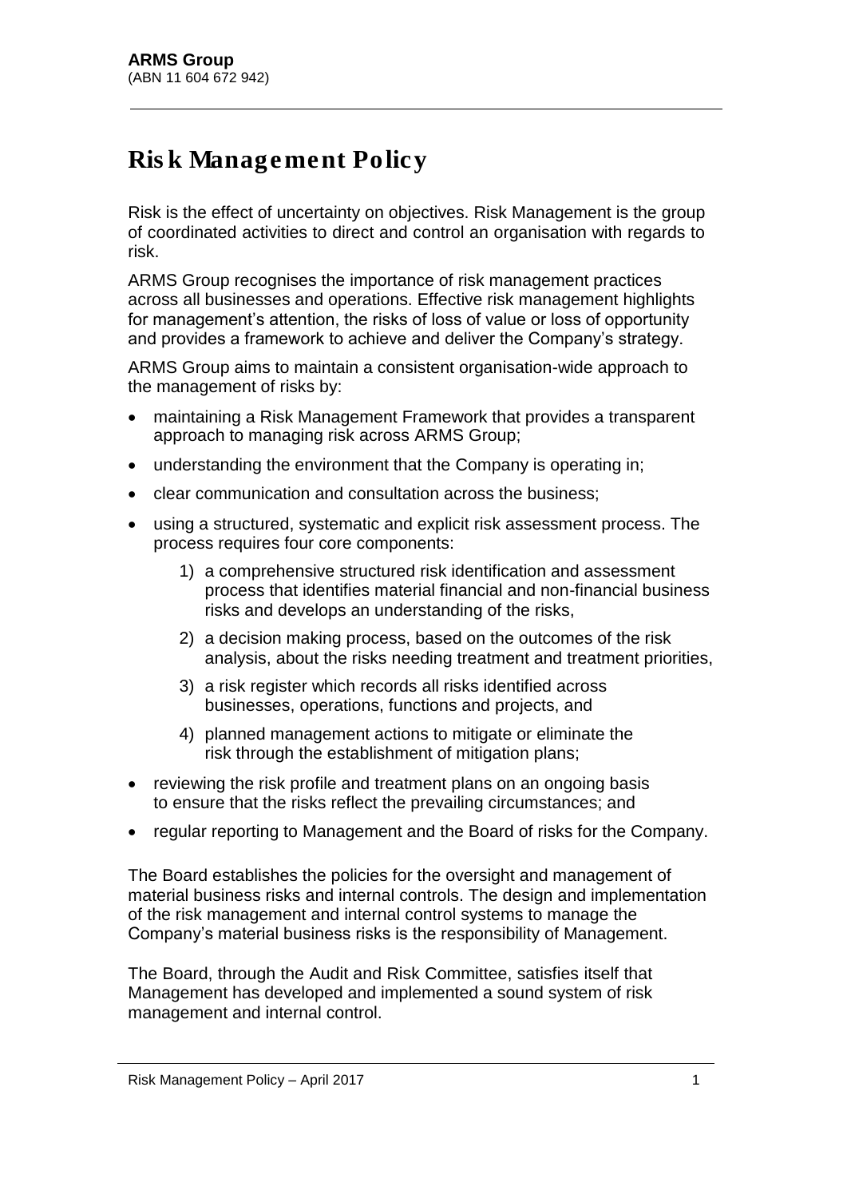**ARMS Group**
(ABN 11 604 672 942)

# Risk Management Policy

Risk is the effect of uncertainty on objectives. Risk Management is the group of coordinated activities to direct and control an organisation with regards to risk.

ARMS Group recognises the importance of risk management practices across all businesses and operations. Effective risk management highlights for management's attention, the risks of loss of value or loss of opportunity and provides a framework to achieve and deliver the Company's strategy.

ARMS Group aims to maintain a consistent organisation-wide approach to the management of risks by:

- maintaining a Risk Management Framework that provides a transparent approach to managing risk across ARMS Group;
- understanding the environment that the Company is operating in;
- clear communication and consultation across the business;
- using a structured, systematic and explicit risk assessment process. The process requires four core components:
    1) a comprehensive structured risk identification and assessment process that identifies material financial and non-financial business risks and develops an understanding of the risks,
    2) a decision making process, based on the outcomes of the risk analysis, about the risks needing treatment and treatment priorities,
    3) a risk register which records all risks identified across businesses, operations, functions and projects, and
    4) planned management actions to mitigate or eliminate the risk through the establishment of mitigation plans;
- reviewing the risk profile and treatment plans on an ongoing basis to ensure that the risks reflect the prevailing circumstances; and
- regular reporting to Management and the Board of risks for the Company.

The Board establishes the policies for the oversight and management of material business risks and internal controls. The design and implementation of the risk management and internal control systems to manage the Company's material business risks is the responsibility of Management.

The Board, through the Audit and Risk Committee, satisfies itself that Management has developed and implemented a sound system of risk management and internal control.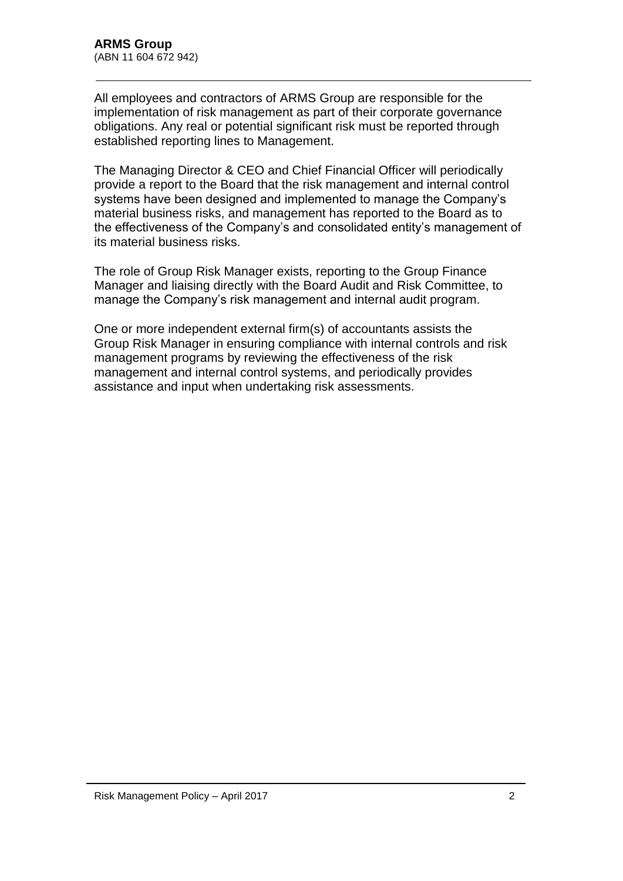All employees and contractors of ARMS Group are responsible for the implementation of risk management as part of their corporate governance obligations. Any real or potential significant risk must be reported through established reporting lines to Management.

The Managing Director & CEO and Chief Financial Officer will periodically provide a report to the Board that the risk management and internal control systems have been designed and implemented to manage the Company's material business risks, and management has reported to the Board as to the effectiveness of the Company's and consolidated entity's management of its material business risks.

The role of Group Risk Manager exists, reporting to the Group Finance Manager and liaising directly with the Board Audit and Risk Committee, to manage the Company's risk management and internal audit program.

One or more independent external firm(s) of accountants assists the Group Risk Manager in ensuring compliance with internal controls and risk management programs by reviewing the effectiveness of the risk management and internal control systems, and periodically provides assistance and input when undertaking risk assessments.